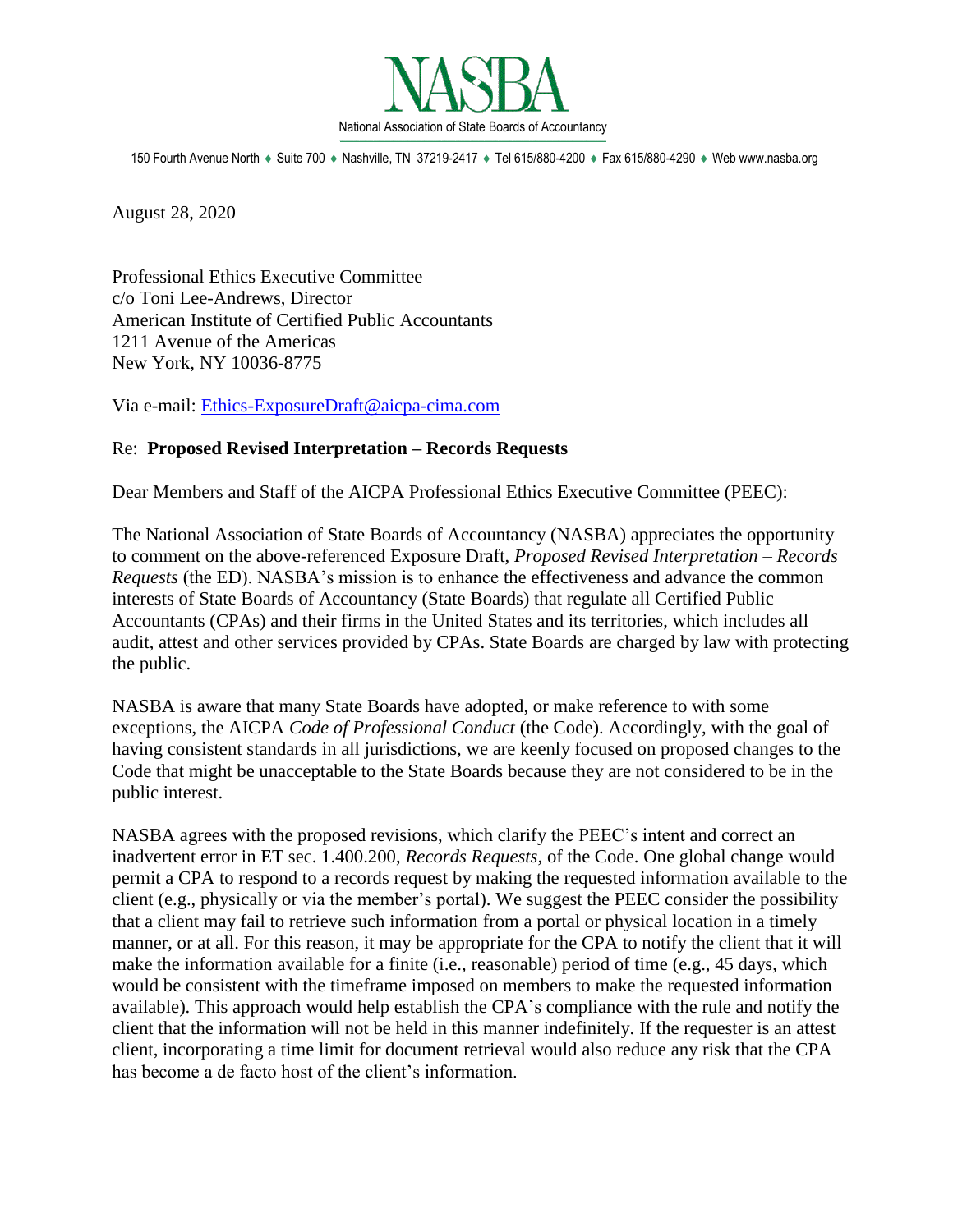# NASBA

National Association of State Boards of Accountancy

150 Fourth Avenue North ♦ Suite 700 ♦ Nashville, TN 37219-2417 ♦ Tel 615/880-4200 ♦ Fax 615/880-4290 ♦ Web www.nasba.org

August 28, 2020

Professional Ethics Executive Committee
c/o Toni Lee-Andrews, Director
American Institute of Certified Public Accountants
1211 Avenue of the Americas
New York, NY 10036-8775

Via e-mail: Ethics-ExposureDraft@aicpa-cima.com

Re: **Proposed Revised Interpretation – Records Requests**

Dear Members and Staff of the AICPA Professional Ethics Executive Committee (PEEC):

The National Association of State Boards of Accountancy (NASBA) appreciates the opportunity to comment on the above-referenced Exposure Draft, *Proposed Revised Interpretation – Records Requests* (the ED). NASBA's mission is to enhance the effectiveness and advance the common interests of State Boards of Accountancy (State Boards) that regulate all Certified Public Accountants (CPAs) and their firms in the United States and its territories, which includes all audit, attest and other services provided by CPAs. State Boards are charged by law with protecting the public.

NASBA is aware that many State Boards have adopted, or make reference to with some exceptions, the AICPA *Code of Professional Conduct* (the Code). Accordingly, with the goal of having consistent standards in all jurisdictions, we are keenly focused on proposed changes to the Code that might be unacceptable to the State Boards because they are not considered to be in the public interest.

NASBA agrees with the proposed revisions, which clarify the PEEC's intent and correct an inadvertent error in ET sec. 1.400.200, *Records Requests*, of the Code. One global change would permit a CPA to respond to a records request by making the requested information available to the client (e.g., physically or via the member's portal). We suggest the PEEC consider the possibility that a client may fail to retrieve such information from a portal or physical location in a timely manner, or at all. For this reason, it may be appropriate for the CPA to notify the client that it will make the information available for a finite (i.e., reasonable) period of time (e.g., 45 days, which would be consistent with the timeframe imposed on members to make the requested information available). This approach would help establish the CPA's compliance with the rule and notify the client that the information will not be held in this manner indefinitely. If the requester is an attest client, incorporating a time limit for document retrieval would also reduce any risk that the CPA has become a de facto host of the client's information.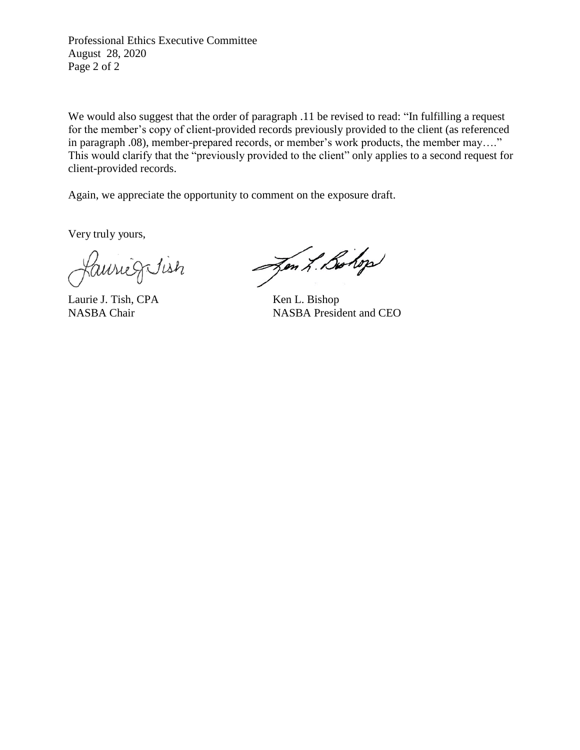We would also suggest that the order of paragraph .11 be revised to read: "In fulfilling a request for the member's copy of client-provided records previously provided to the client (as referenced in paragraph .08), member-prepared records, or member's work products, the member may…." This would clarify that the "previously provided to the client" only applies to a second request for client-provided records.

Again, we appreciate the opportunity to comment on the exposure draft.

Very truly yours,

Laurie J. Tish, CPA
NASBA Chair

Ken L. Bishop
NASBA President and CEO